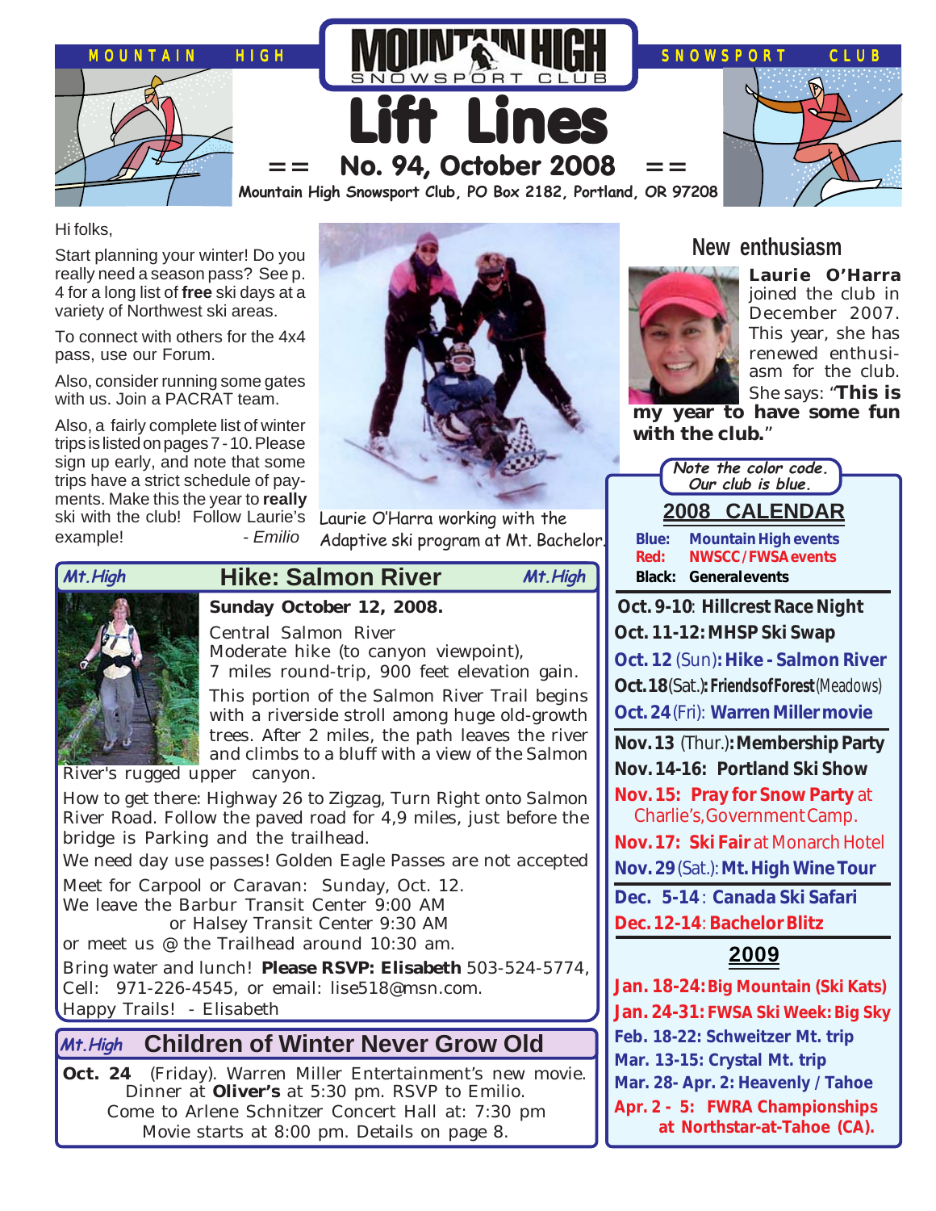MOUNTAIN HIGH SNOWSPORT CLUB

# Lift Lines

## == No. 94, October 2008 ==

**Mountain High Snowsport Club, PO Box 2182, Portland, OR 97208**

Hi folks,

Start planning your winter! Do you really need a season pass? See p. 4 for a long list of **free** ski days at a variety of Northwest ski areas.

To connect with others for the 4x4 pass, use our Forum.

Also, consider running some gates with us. Join a PACRAT team.

Also, a fairly complete list of winter trips is listed on pages 7 - 10. Please sign up early, and note that some trips have a strict schedule of payments. Make this the year to **really** ski with the club! Follow Laurie's example! *- Emilio*

Laurie O'Harra working with the Adaptive ski program at Mt. Bachelor.

## New enthusiasm

**Laurie O'Harra** joined the club in December 2007. This year, she has renewed enthusiasm for the club. She says: "**This is my year to have some fun with the club.**"

## Mt.High — Hike: Salmon River

**Sunday October 12, 2008.**

Central Salmon River
Moderate hike (to canyon viewpoint),
7 miles round-trip, 900 feet elevation gain.

This portion of the Salmon River Trail begins with a riverside stroll among huge old-growth trees. After 2 miles, the path leaves the river and climbs to a bluff with a view of the Salmon River's rugged upper canyon.

How to get there: Highway 26 to Zigzag, Turn Right onto Salmon River Road. Follow the paved road for 4,9 miles, just before the bridge is Parking and the trailhead.

We need day use passes! Golden Eagle Passes are not accepted

Meet for Carpool or Caravan: Sunday, Oct. 12.
We leave the Barbur Transit Center 9:00 AM
or Halsey Transit Center 9:30 AM
or meet us @ the Trailhead around 10:30 am.

Bring water and lunch! **Please RSVP: Elisabeth** 503-524-5774, Cell: 971-226-4545, or email: lise518@msn.com.

Happy Trails! - Elisabeth

## Mt.High — Children of Winter Never Grow Old

**Oct. 24** (Friday). Warren Miller Entertainment's new movie. Dinner at **Oliver's** at 5:30 pm. RSVP to Emilio. Come to Arlene Schnitzer Concert Hall at: 7:30 pm Movie starts at 8:00 pm. Details on page 8.

*Note the color code. Our club is blue.*

## 2008 CALENDAR

**Blue:** Mountain High events
**Red:** NWSCC / FWSA events
**Black:** General events

- **Oct. 9-10**: Hillcrest Race Night
- **Oct. 11-12: MHSP Ski Swap**
- **Oct. 12** (Sun)**: Hike - Salmon River**
- **Oct. 18** (Sat.)**: Friends of Forest** (Meadows)
- **Oct. 24** (Fri): **Warren Miller movie**
- **Nov. 13** (Thur.)**: Membership Party**
- **Nov. 14-16: Portland Ski Show**
- **Nov. 15: Pray for Snow Party** at Charlie's, Government Camp.
- **Nov. 17: Ski Fair** at Monarch Hotel
- **Nov. 29** (Sat.): **Mt. High Wine Tour**
- **Dec. 5-14**: **Canada Ski Safari**
- **Dec. 12-14**: **Bachelor Blitz**

## 2009

- **Jan. 18-24: Big Mountain (Ski Kats)**
- **Jan. 24-31: FWSA Ski Week: Big Sky**
- **Feb. 18-22: Schweitzer Mt. trip**
- **Mar. 13-15: Crystal Mt. trip**
- **Mar. 28- Apr. 2: Heavenly / Tahoe**
- **Apr. 2 - 5: FWRA Championships at Northstar-at-Tahoe (CA).**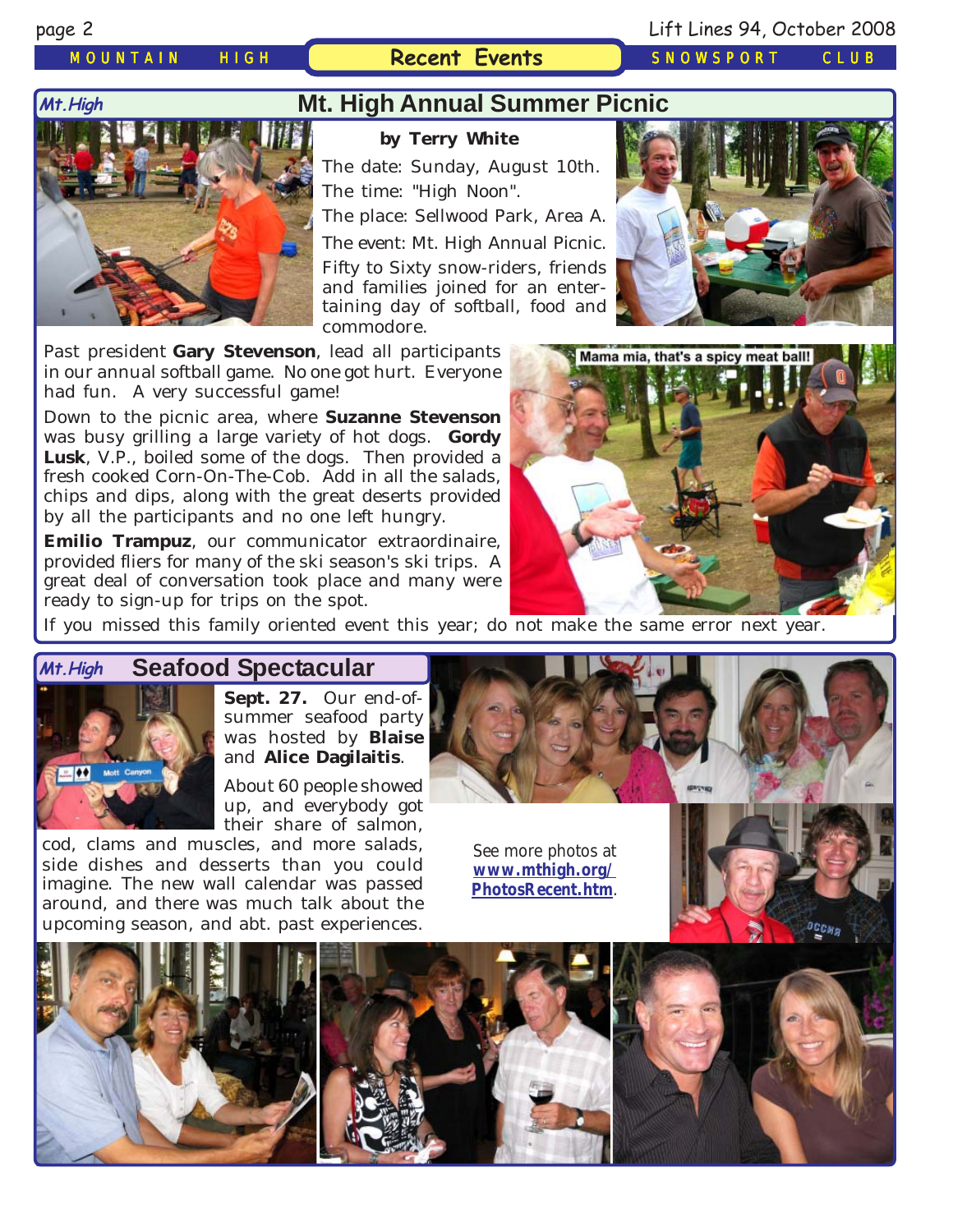## Recent Events

### Mt. High Annual Summer Picnic

**by Terry White**

The date: Sunday, August 10th.

The time: "High Noon".

The place: Sellwood Park, Area A.

The event: Mt. High Annual Picnic.

Fifty to Sixty snow-riders, friends and families joined for an entertaining day of softball, food and commodore.

Past president **Gary Stevenson**, lead all participants in our annual softball game. No one got hurt. Everyone had fun. A very successful game!

Down to the picnic area, where **Suzanne Stevenson** was busy grilling a large variety of hot dogs. **Gordy Lusk**, V.P., boiled some of the dogs. Then provided a fresh cooked Corn-On-The-Cob. Add in all the salads, chips and dips, along with the great deserts provided by all the participants and no one left hungry.

**Emilio Trampuz**, our communicator extraordinaire, provided fliers for many of the ski season's ski trips. A great deal of conversation took place and many were ready to sign-up for trips on the spot.

Mama mia, that's a spicy meat ball!

If you missed this family oriented event this year; do not make the same error next year.

### Seafood Spectacular

**Sept. 27.** Our end-of-summer seafood party was hosted by **Blaise** and **Alice Dagilaitis**.

About 60 people showed up, and everybody got their share of salmon, cod, clams and muscles, and more salads, side dishes and desserts than you could imagine. The new wall calendar was passed around, and there was much talk about the upcoming season, and abt. past experiences.

See more photos at **www.mthigh.org/PhotosRecent.htm**.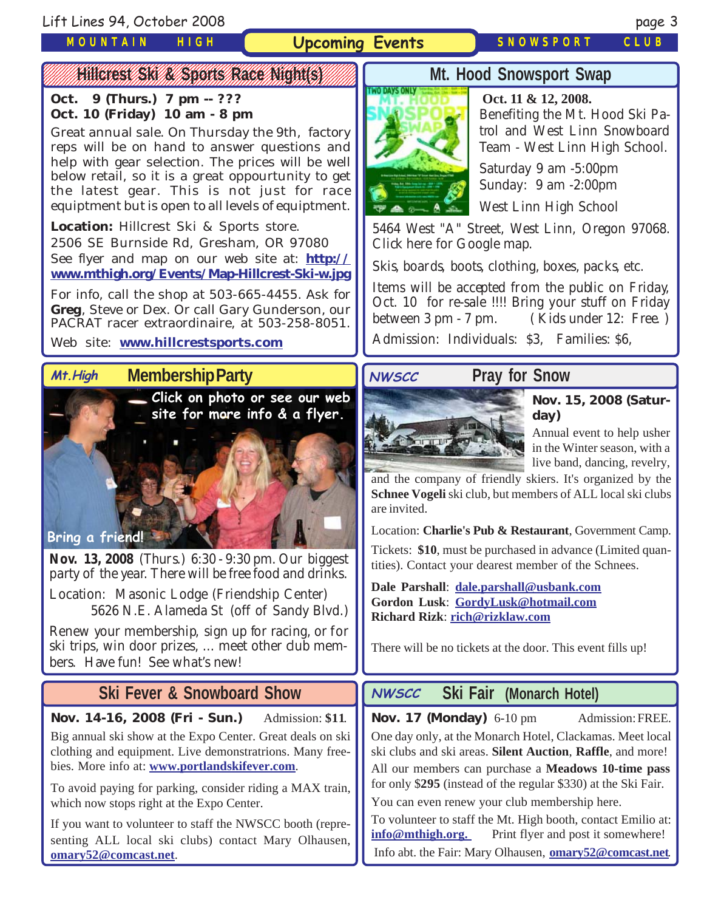## Upcoming Events

### Hillcrest Ski & Sports Race Night(s)

**Oct. 9 (Thurs.) 7 pm -- ???**
**Oct. 10 (Friday) 10 am - 8 pm**

Great annual sale. On Thursday the 9th, factory reps will be on hand to answer questions and help with gear selection. The prices will be well below retail, so it is a great oppourtunity to get the latest gear. This is not just for race equiptment but is open to all levels of equiptment.

**Location:** Hillcrest Ski & Sports store.
2506 SE Burnside Rd, Gresham, OR 97080
See flyer and map on our web site at: **http://www.mthigh.org/Events/Map-Hillcrest-Ski-w.jpg**

For info, call the shop at 503-665-4455. Ask for **Greg**, Steve or Dex. Or call Gary Gunderson, our PACRAT racer extraordinaire, at 503-258-8051.

Web site: **www.hillcrestsports.com**

### Mt. Hood Snowsport Swap

**Oct. 11 & 12, 2008.**
Benefiting the Mt. Hood Ski Patrol and West Linn Snowboard Team - West Linn High School.

Saturday 9 am -5:00pm
Sunday: 9 am -2:00pm

West Linn High School
5464 West "A" Street, West Linn, Oregon 97068. Click here for Google map.

Skis, boards, boots, clothing, boxes, packs, etc.

Items will be accepted from the public on Friday, Oct. 10 for re-sale !!!! Bring your stuff on Friday between 3 pm - 7 pm. (Kids under 12: Free. )

Admission: Individuals: $3, Families: $6,

### *Mt.High* Membership Party

Click on photo or see our web site for more info & a flyer.

Bring a friend!

**Nov. 13, 2008** (Thurs.) 6:30 - 9:30 pm. Our biggest party of the year. There will be free food and drinks.

Location: Masonic Lodge (Friendship Center)
5626 N.E. Alameda St (off of Sandy Blvd.)

Renew your membership, sign up for racing, or for ski trips, win door prizes, ... meet other club members. Have fun! See what's new!

### *NWSCC* Pray for Snow

**Nov. 15, 2008 (Saturday)**

Annual event to help usher in the Winter season, with a live band, dancing, revelry, and the company of friendly skiers. It's organized by the **Schnee Vogeli** ski club, but members of ALL local ski clubs are invited.

Location: **Charlie's Pub & Restaurant**, Government Camp.

Tickets: **$10**, must be purchased in advance (Limited quantities). Contact your dearest member of the Schnees.

**Dale Parshall**: **dale.parshall@usbank.com**
**Gordon Lusk**: **GordyLusk@hotmail.com**
**Richard Rizk**: **rich@rizklaw.com**

There will be no tickets at the door. This event fills up!

### Ski Fever & Snowboard Show

**Nov. 14-16, 2008 (Fri - Sun.)** Admission: **$11**.

Big annual ski show at the Expo Center. Great deals on ski clothing and equipment. Live demonstratrions. Many freebies. More info at: **www.portlandskifever.com**.

To avoid paying for parking, consider riding a MAX train, which now stops right at the Expo Center.

If you want to volunteer to staff the NWSCC booth (representing ALL local ski clubs) contact Mary Olhausen, **omary52@comcast.net**.

### *NWSCC* Ski Fair (Monarch Hotel)

**Nov. 17 (Monday)** 6-10 pm Admission: FREE.

One day only, at the Monarch Hotel, Clackamas. Meet local ski clubs and ski areas. **Silent Auction**, **Raffle**, and more!

All our members can purchase a **Meadows 10-time pass** for only $**295** (instead of the regular $330) at the Ski Fair.

You can even renew your club membership here.

To volunteer to staff the Mt. High booth, contact Emilio at: **info@mthigh.org.** Print flyer and post it somewhere!

Info abt. the Fair: Mary Olhausen, **omary52@comcast.net**.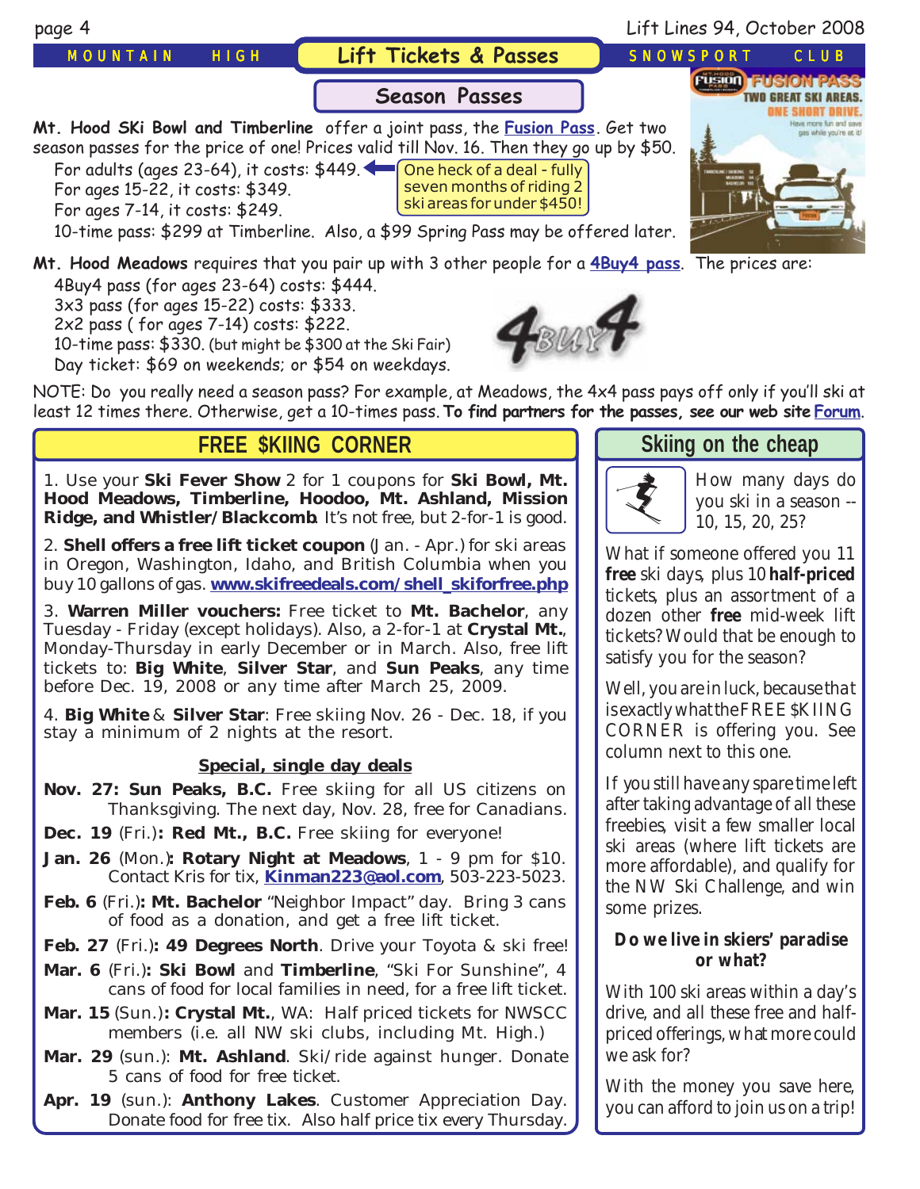MOUNTAIN HIGH **Lift Tickets & Passes** SNOWSPORT CLUB

## Season Passes

**Mt. Hood SKi Bowl and Timberline** offer a joint pass, the **Fusion Pass**. Get two season passes for the price of one! Prices valid till Nov. 16. Then they go up by $50.

For adults (ages 23-64), it costs: $449. ← One heck of a deal - fully seven months of riding 2 ski areas for under $450!

For ages 15-22, it costs: $349.

For ages 7-14, it costs: $249.

10-time pass: $299 at Timberline. Also, a $99 Spring Pass may be offered later.

**Mt. Hood Meadows** requires that you pair up with 3 other people for a **4Buy4 pass**. The prices are:

4Buy4 pass (for ages 23-64) costs: $444.

3x3 pass (for ages 15-22) costs: $333.

2x2 pass ( for ages 7-14) costs: $222.

10-time pass: $330. (but might be $300 at the Ski Fair)

Day ticket: $69 on weekends; or $54 on weekdays.

NOTE: Do you really need a season pass? For example, at Meadows, the 4x4 pass pays off only if you'll ski at least 12 times there. Otherwise, get a 10-times pass. **To find partners for the passes, see our web site Forum**.

## FREE $KIING CORNER

1. Use your **Ski Fever Show** 2 for 1 coupons for **Ski Bowl, Mt. Hood Meadows, Timberline, Hoodoo, Mt. Ashland, Mission Ridge, and Whistler/Blackcomb**. It's not free, but 2-for-1 is good.

2. **Shell offers a free lift ticket coupon** (Jan. - Apr.) for ski areas in Oregon, Washington, Idaho, and British Columbia when you buy 10 gallons of gas. **www.skifreedeals.com/shell_skiforfree.php**

3. **Warren Miller vouchers:** Free ticket to **Mt. Bachelor**, any Tuesday - Friday (except holidays). Also, a 2-for-1 at **Crystal Mt.**, Monday-Thursday in early December or in March. Also, free lift tickets to: **Big White**, **Silver Star**, and **Sun Peaks**, any time before Dec. 19, 2008 or any time after March 25, 2009.

4. **Big White** & **Silver Star**: Free skiing Nov. 26 - Dec. 18, if you stay a minimum of 2 nights at the resort.

### Special, single day deals

**Nov. 27: Sun Peaks, B.C.** Free skiing for all US citizens on Thanksgiving. The next day, Nov. 28, free for Canadians.

**Dec. 19** (Fri.)**: Red Mt., B.C.** Free skiing for everyone!

**Jan. 26** (Mon.)**: Rotary Night at Meadows**, 1 - 9 pm for $10. Contact Kris for tix, **Kinman223@aol.com**, 503-223-5023.

**Feb. 6** (Fri.)**: Mt. Bachelor** "Neighbor Impact" day. Bring 3 cans of food as a donation, and get a free lift ticket.

**Feb. 27** (Fri.)**: 49 Degrees North**. Drive your Toyota & ski free!

**Mar. 6** (Fri.)**: Ski Bowl** and **Timberline**, "Ski For Sunshine", 4 cans of food for local families in need, for a free lift ticket.

**Mar. 15** (Sun.)**: Crystal Mt.**, WA: Half priced tickets for NWSCC members (i.e. all NW ski clubs, including Mt. High.)

**Mar. 29** (sun.): **Mt. Ashland**. Ski/ride against hunger. Donate 5 cans of food for free ticket.

**Apr. 19** (sun.): **Anthony Lakes**. Customer Appreciation Day. Donate food for free tix. Also half price tix every Thursday.

## Skiing on the cheap

How many days do you ski in a season -- 10, 15, 20, 25?

What if someone offered you 11 **free** ski days, plus 10 **half-priced** tickets, plus an assortment of a dozen other **free** mid-week lift tickets? Would that be enough to satisfy you for the season?

Well, you are in luck, because that is exactly what the FREE $KIING CORNER is offering you. See column next to this one.

If you still have any spare time left after taking advantage of all these freebies, visit a few smaller local ski areas (where lift tickets are more affordable), and qualify for the NW Ski Challenge, and win some prizes.

**Do we live in skiers' paradise or what?**

With 100 ski areas within a day's drive, and all these free and half-priced offerings, what more could we ask for?

With the money you save here, you can afford to join us on a trip!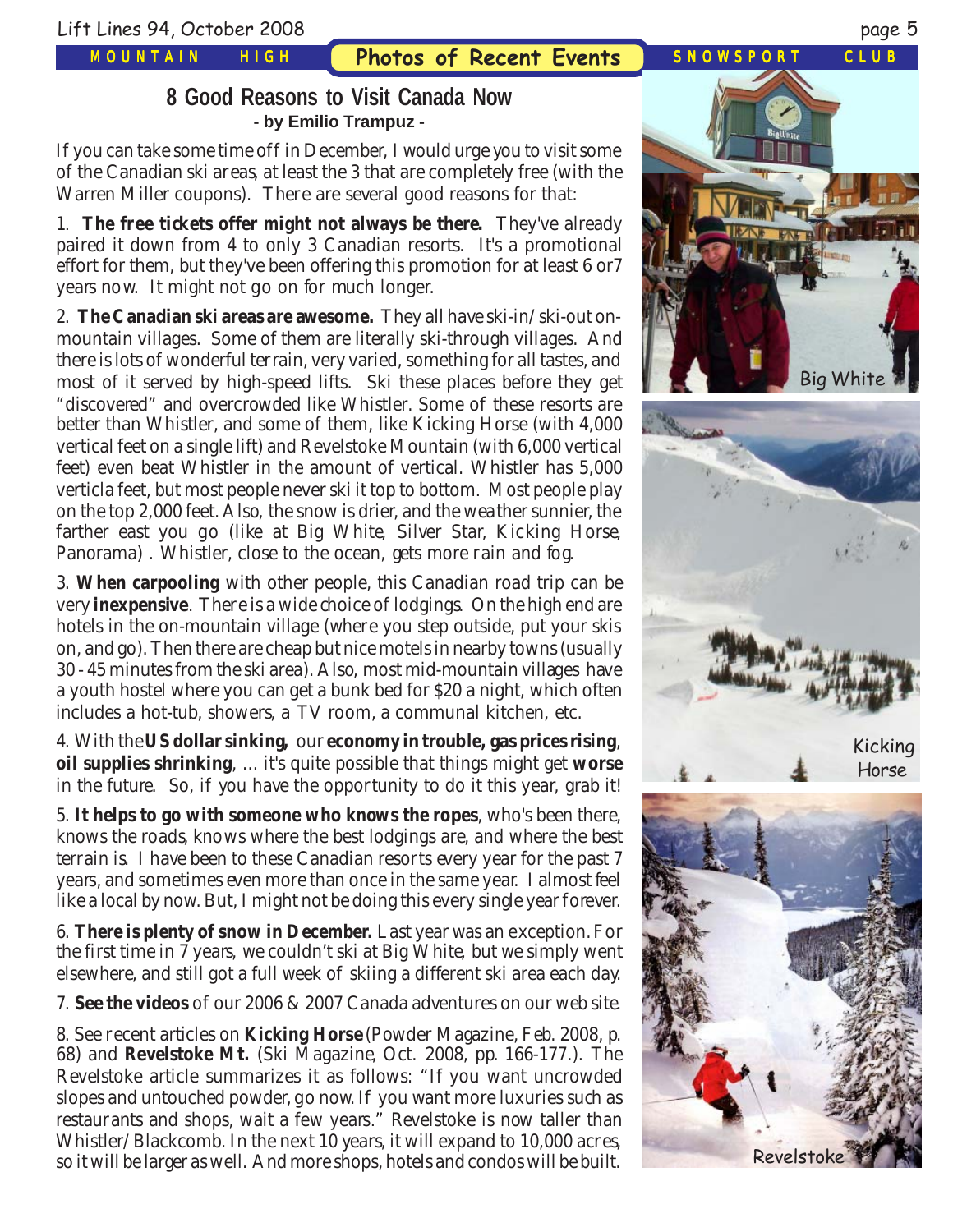## 8 Good Reasons to Visit Canada Now

**- by Emilio Trampuz -**

If you can take some time off in December, I would urge you to visit some of the Canadian ski areas, at least the 3 that are completely free (with the Warren Miller coupons). There are several good reasons for that:

1. **The free tickets offer might not always be there.** They've already paired it down from 4 to only 3 Canadian resorts. It's a promotional effort for them, but they've been offering this promotion for at least 6 or7 years now. It might not go on for much longer.

2. **The Canadian ski areas are awesome.** They all have ski-in/ski-out on-mountain villages. Some of them are literally ski-through villages. And there is lots of wonderful terrain, very varied, something for all tastes, and most of it served by high-speed lifts. Ski these places before they get "discovered" and overcrowded like Whistler. Some of these resorts are better than Whistler, and some of them, like Kicking Horse (with 4,000 vertical feet on a single lift) and Revelstoke Mountain (with 6,000 vertical feet) even beat Whistler in the amount of vertical. Whistler has 5,000 verticla feet, but most people never ski it top to bottom. Most people play on the top 2,000 feet. Also, the snow is drier, and the weather sunnier, the farther east you go (like at Big White, Silver Star, Kicking Horse, Panorama) . Whistler, close to the ocean, gets more rain and fog.

3. **When carpooling** with other people, this Canadian road trip can be very **inexpensive**. There is a wide choice of lodgings. On the high end are hotels in the on-mountain village (where you step outside, put your skis on, and go). Then there are cheap but nice motels in nearby towns (usually 30 - 45 minutes from the ski area). Also, most mid-mountain villages have a youth hostel where you can get a bunk bed for $20 a night, which often includes a hot-tub, showers, a TV room, a communal kitchen, etc.

4. With the **US dollar sinking,** our **economy in trouble, gas prices rising**, **oil supplies shrinking**, ... it's quite possible that things might get **worse** in the future. So, if you have the opportunity to do it this year, grab it!

5. **It helps to go with someone who knows the ropes**, who's been there, knows the roads, knows where the best lodgings are, and where the best terrain is. I have been to these Canadian resorts every year for the past 7 years, and sometimes even more than once in the same year. I almost feel like a local by now. But, I might not be doing this every single year forever.

6. **There is plenty of snow in December.** Last year was an exception. For the first time in 7 years, we couldn't ski at Big White, but we simply went elsewhere, and still got a full week of skiing a different ski area each day.

7. **See the videos** of our 2006 & 2007 Canada adventures on our web site.

8. See recent articles on **Kicking Horse** (Powder Magazine, Feb. 2008, p. 68) and **Revelstoke Mt.** (Ski Magazine, Oct. 2008, pp. 166-177.). The Revelstoke article summarizes it as follows: "If you want uncrowded slopes and untouched powder, go now. If you want more luxuries such as restaurants and shops, wait a few years." Revelstoke is now taller than Whistler/Blackcomb. In the next 10 years, it will expand to 10,000 acres, so it will be larger as well. And more shops, hotels and condos will be built.

Big White

Kicking Horse

Revelstoke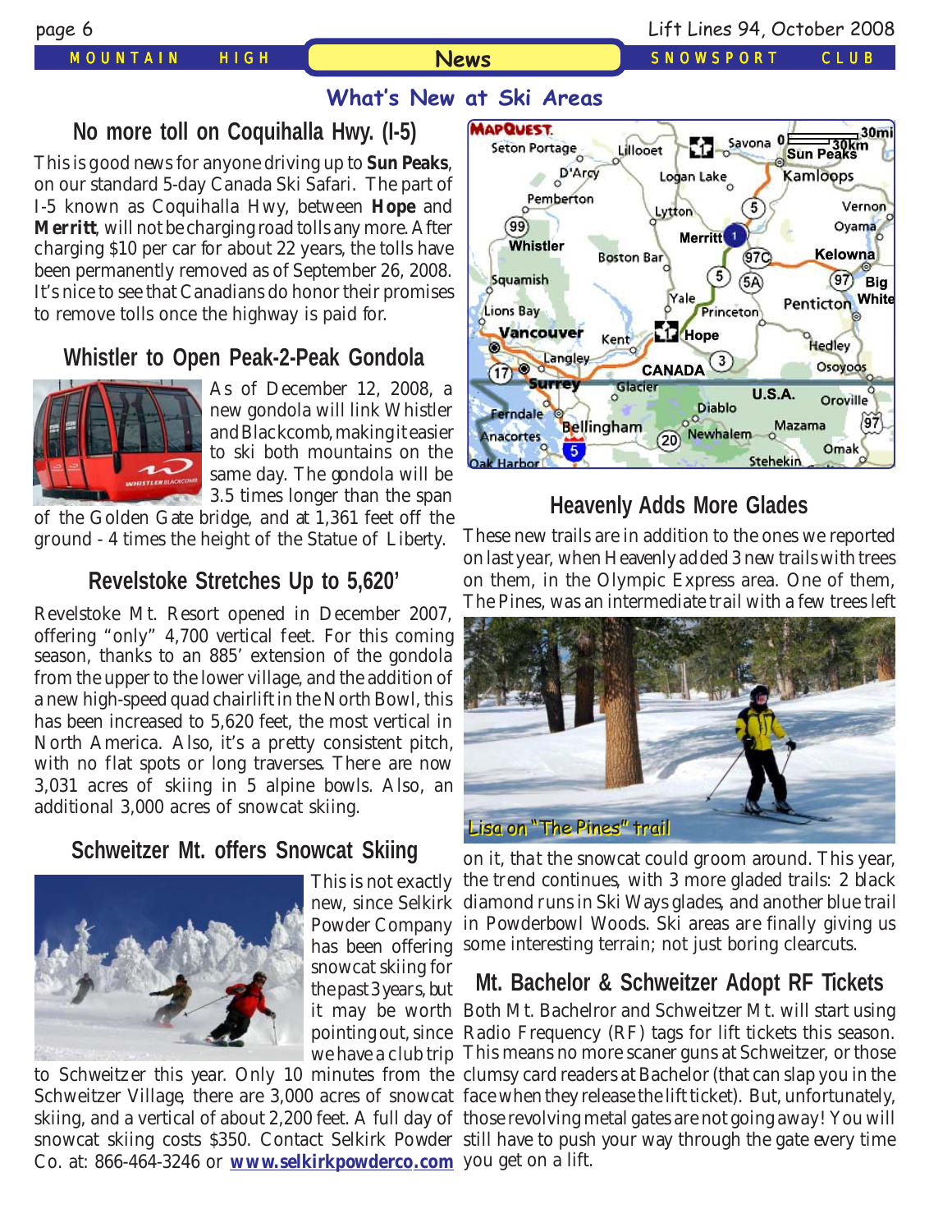## What's New at Ski Areas

### No more toll on Coquihalla Hwy. (I-5)

This is good news for anyone driving up to **Sun Peaks**, on our standard 5-day Canada Ski Safari. The part of I-5 known as Coquihalla Hwy, between **Hope** and **Merritt**, will not be charging road tolls any more. After charging $10 per car for about 22 years, the tolls have been permanently removed as of September 26, 2008. It's nice to see that Canadians do honor their promises to remove tolls once the highway is paid for.

### Whistler to Open Peak-2-Peak Gondola

As of December 12, 2008, a new gondola will link Whistler and Blackcomb, making it easier to ski both mountains on the same day. The gondola will be 3.5 times longer than the span of the Golden Gate bridge, and at 1,361 feet off the ground - 4 times the height of the Statue of Liberty.

### Revelstoke Stretches Up to 5,620'

Revelstoke Mt. Resort opened in December 2007, offering "only" 4,700 vertical feet. For this coming season, thanks to an 885' extension of the gondola from the upper to the lower village, and the addition of a new high-speed quad chairlift in the North Bowl, this has been increased to 5,620 feet, the most vertical in North America. Also, it's a pretty consistent pitch, with no flat spots or long traverses. There are now 3,031 acres of skiing in 5 alpine bowls. Also, an additional 3,000 acres of snowcat skiing.

### Schweitzer Mt. offers Snowcat Skiing

This is not exactly new, since Selkirk Powder Company has been offering snowcat skiing for the past 3 years, but it may be worth pointing out, since we have a club trip to Schweitzer this year. Only 10 minutes from the Schweitzer Village, there are 3,000 acres of snowcat skiing, and a vertical of about 2,200 feet. A full day of snowcat skiing costs $350. Contact Selkirk Powder Co. at: 866-464-3246 or **www.selkirkpowderco.com**

### Heavenly Adds More Glades

These new trails are in addition to the ones we reported on last year, when Heavenly added 3 new trails with trees on them, in the Olympic Express area. One of them, The Pines, was an intermediate trail with a few trees left on it, that the snowcat could groom around. This year, the trend continues, with 3 more gladed trails: 2 black diamond runs in Ski Ways glades, and another blue trail in Powderbowl Woods. Ski areas are finally giving us some interesting terrain; not just boring clearcuts.

Lisa on "The Pines" trail

### Mt. Bachelor & Schweitzer Adopt RF Tickets

Both Mt. Bachelror and Schweitzer Mt. will start using Radio Frequency (RF) tags for lift tickets this season. This means no more scaner guns at Schweitzer, or those clumsy card readers at Bachelor (that can slap you in the face when they release the lift ticket). But, unfortunately, those revolving metal gates are not going away! You will still have to push your way through the gate every time you get on a lift.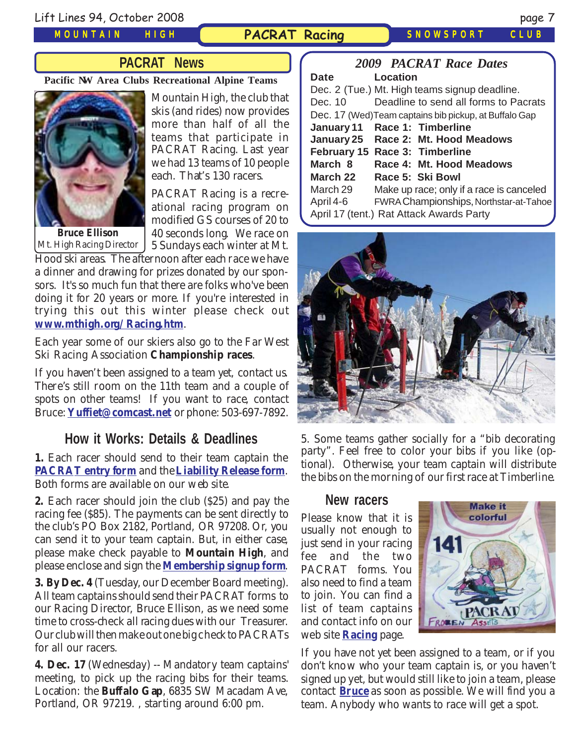## PACRAT News

**Pacific NW Area Clubs Recreational Alpine Teams**

**Bruce Ellison**
Mt. High Racing Director

Mountain High, the club that skis (and rides) now provides more than half of all the teams that participate in PACRAT Racing. Last year we had 13 teams of 10 people each. That's 130 racers.

PACRAT Racing is a recreational racing program on modified GS courses of 20 to 40 seconds long. We race on 5 Sundays each winter at Mt. Hood ski areas. The afternoon after each race we have a dinner and drawing for prizes donated by our sponsors. It's so much fun that there are folks who've been doing it for 20 years or more. If you're interested in trying this out this winter please check out **www.mthigh.org/Racing.htm**.

Each year some of our skiers also go to the Far West Ski Racing Association **Championship races**.

If you haven't been assigned to a team yet, contact us. There's still room on the 11th team and a couple of spots on other teams! If you want to race, contact Bruce: **Yuffiet@comcast.net** or phone: 503-697-7892.

## How it Works: Details & Deadlines

**1.** Each racer should send to their team captain the **PACRAT entry form** and the **Liability Release form**. Both forms are available on our web site.

**2.** Each racer should join the club ($25) and pay the racing fee ($85). The payments can be sent directly to the club's PO Box 2182, Portland, OR 97208. Or, you can send it to your team captain. But, in either case, please make check payable to **Mountain High**, and please enclose and sign the **Membership signup form**.

**3. By Dec. 4** (Tuesday, our December Board meeting). All team captains should send their PACRAT forms to our Racing Director, Bruce Ellison, as we need some time to cross-check all racing dues with our Treasurer. Our club will then make out one big check to PACRATs for all our racers.

**4. Dec. 17** (Wednesday) -- Mandatory team captains' meeting, to pick up the racing bibs for their teams. Location: the **Buffalo Gap**, 6835 SW Macadam Ave, Portland, OR 97219. , starting around 6:00 pm.

### *2009 PACRAT Race Dates*

| Date | Location |
|---|---|
| Dec. 2 (Tue.) | Mt. High teams signup deadline. |
| Dec. 10 | Deadline to send all forms to Pacrats |
| Dec. 17 (Wed) | Team captains bib pickup, at Buffalo Gap |
| **January 11** | **Race 1: Timberline** |
| **January 25** | **Race 2: Mt. Hood Meadows** |
| **February 15** | **Race 3: Timberline** |
| **March 8** | **Race 4: Mt. Hood Meadows** |
| **March 22** | **Race 5: Ski Bowl** |
| March 29 | Make up race; only if a race is canceled |
| April 4-6 | FWRA Championships, Northstar-at-Tahoe |
| April 17 (tent.) | Rat Attack Awards Party |

5. Some teams gather socially for a "bib decorating party". Feel free to color your bibs if you like (optional). Otherwise, your team captain will distribute the bibs on the morning of our first race at Timberline.

## New racers

Please know that it is usually not enough to just send in your racing fee and the two PACRAT forms. You also need to find a team to join. You can find a list of team captains and contact info on our web site **Racing** page.

If you have not yet been assigned to a team, or if you don't know who your team captain is, or you haven't signed up yet, but would still like to join a team, please contact **Bruce** as soon as possible. We will find you a team. Anybody who wants to race will get a spot.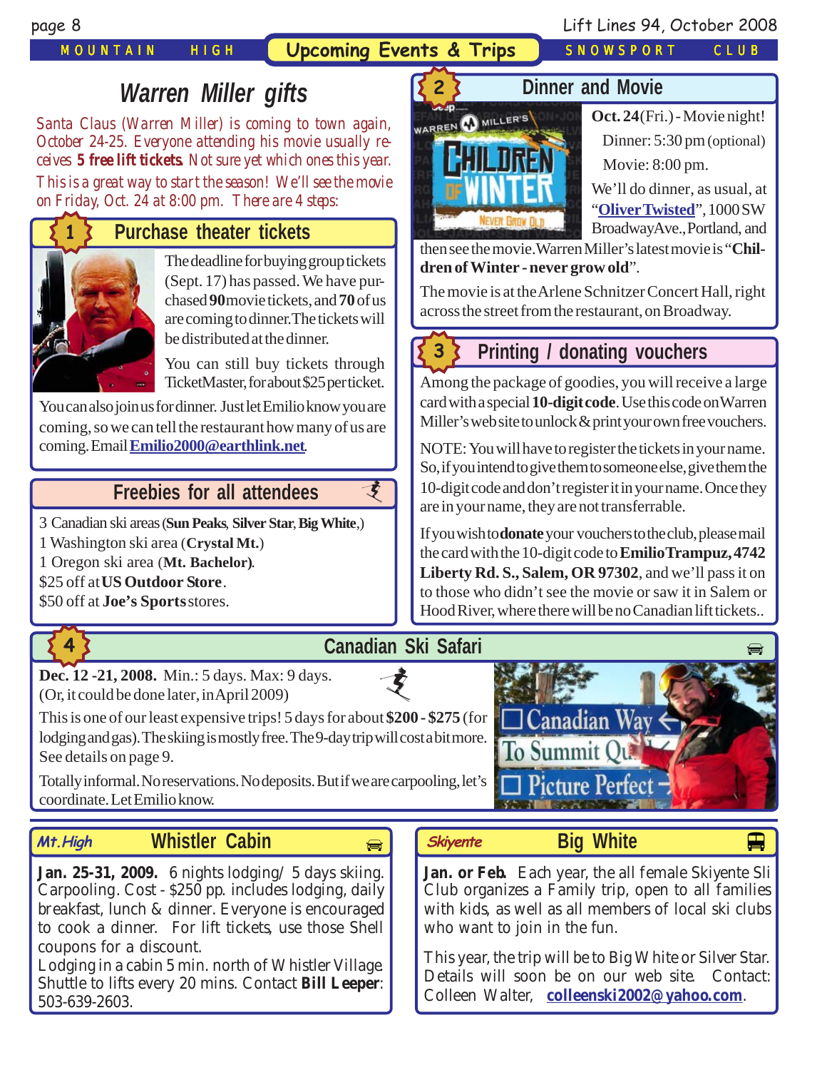## Upcoming Events & Trips

# Warren Miller gifts

*Santa Claus (Warren Miller) is coming to town again, October 24-25. Everyone attending his movie usually receives **5 free lift tickets**. Not sure yet which ones this year. This is a great way to start the season! We'll see the movie on Friday, Oct. 24 at 8:00 pm. There are 4 steps:*

## 1 Purchase theater tickets

The deadline for buying group tickets (Sept. 17) has passed. We have purchased **90** movie tickets, and **70** of us are coming to dinner. The tickets will be distributed at the dinner.

You can still buy tickets through TicketMaster, for about $25 per ticket.

You can also join us for dinner. Just let Emilio know you are coming, so we can tell the restaurant how many of us are coming. Email **Emilio2000@earthlink.net**.

## Freebies for all attendees

3 Canadian ski areas (**Sun Peaks**, **Silver Star**, **Big White**,)
1 Washington ski area (**Crystal Mt.**)
1 Oregon ski area (**Mt. Bachelor**).
$25 off at **US Outdoor Store**.
$50 off at **Joe's Sports** stores.

## 2 Dinner and Movie

**Oct. 24** (Fri.) - Movie night!
Dinner: 5:30 pm (optional)
Movie: 8:00 pm.

We'll do dinner, as usual, at "**Oliver Twisted**", 1000 SW Broadway Ave., Portland, and then see the movie. Warren Miller's latest movie is "**Children of Winter - never grow old**".

The movie is at the Arlene Schnitzer Concert Hall, right across the street from the restaurant, on Broadway.

## 3 Printing / donating vouchers

Among the package of goodies, you will receive a large card with a special **10-digit code**. Use this code on Warren Miller's web site to unlock & print your own free vouchers.

NOTE: You will have to register the tickets in your name. So, if you intend to give them to someone else, give them the 10-digit code and don't register it in your name. Once they are in your name, they are not transferrable.

If you wish to **donate** your vouchers to the club, please mail the card with the 10-digit code to **Emilio Trampuz, 4742 Liberty Rd. S., Salem, OR 97302**, and we'll pass it on to those who didn't see the movie or saw it in Salem or Hood River, where there will be no Canadian lift tickets..

## 4 Canadian Ski Safari

**Dec. 12 -21, 2008.** Min.: 5 days. Max: 9 days.
(Or, it could be done later, in April 2009)

This is one of our least expensive trips! 5 days for about **$200 - $275** (for lodging and gas). The skiing is mostly free. The 9-day trip will cost a bit more. See details on page 9.

Totally informal. No reservations. No deposits. But if we are carpooling, let's coordinate. Let Emilio know.

## *Mt.High* Whistler Cabin

**Jan. 25-31, 2009.** 6 nights lodging/ 5 days skiing. Carpooling. Cost - $250 pp. includes lodging, daily breakfast, lunch & dinner. Everyone is encouraged to cook a dinner. For lift tickets, use those Shell coupons for a discount.
Lodging in a cabin 5 min. north of Whistler Village. Shuttle to lifts every 20 mins. Contact **Bill Leeper**: 503-639-2603.

## *Skiyente* Big White

**Jan. or Feb.** Each year, the all female Skiyente Ski Club organizes a Family trip, open to all families with kids, as well as all members of local ski clubs who want to join in the fun.

This year, the trip will be to Big White or Silver Star. Details will soon be on our web site. Contact: Colleen Walter, **colleenski2002@yahoo.com**.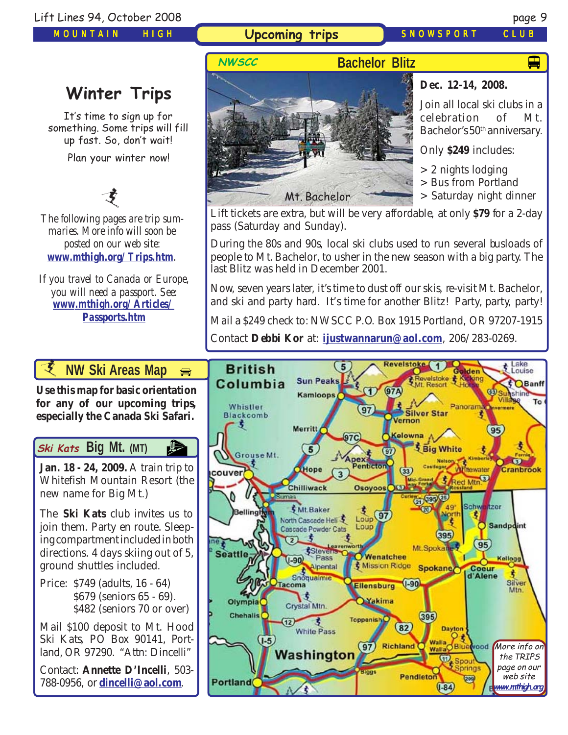## Upcoming trips

# Winter Trips

It's time to sign up for something. Some trips will fill up fast. So, don't wait!

Plan your winter now!

The following pages are trip summaries. More info will soon be posted on our web site: **www.mthigh.org/Trips.htm**.

If you travel to Canada or Europe, you will need a passport. See: **www.mthigh.org/Articles/Passports.htm**

## NWSCC — Bachelor Blitz

Mt. Bachelor

**Dec. 12-14, 2008.**

Join all local ski clubs in a celebration of Mt. Bachelor's 50th anniversary.

Only **$249** includes:

> 2 nights lodging
> Bus from Portland
> Saturday night dinner

Lift tickets are extra, but will be very affordable, at only **$79** for a 2-day pass (Saturday and Sunday).

During the 80s and 90s, local ski clubs used to run several busloads of people to Mt. Bachelor, to usher in the new season with a big party. The last Blitz was held in December 2001.

Now, seven years later, it's time to dust off our skis, re-visit Mt. Bachelor, and ski and party hard. It's time for another Blitz! Party, party, party!

Mail a $249 check to: NWSCC P.O. Box 1915 Portland, OR 97207-1915

Contact **Debbi Kor** at: **ijustwannarun@aol.com**, 206/283-0269.

## NW Ski Areas Map

**Use this map for basic orientation for any of our upcoming trips, especially the Canada Ski Safari.**

More info on the TRIPS page on our web site www.mthigh.org

## *Ski Kats* Big Mt. (MT)

**Jan. 18 - 24, 2009.** A train trip to Whitefish Mountain Resort (the new name for Big Mt.)

The **Ski Kats** club invites us to join them. Party en route. Sleeping compartment included in both directions. 4 days skiing out of 5, ground shuttles included.

Price: $749 (adults, 16 - 64)
$679 (seniors 65 - 69).
$482 (seniors 70 or over)

Mail $100 deposit to Mt. Hood Ski Kats, PO Box 90141, Portland, OR 97290. "Attn: Dincelli"

Contact: **Annette D'Incelli**, 503-788-0956, or **dincelli@aol.com**.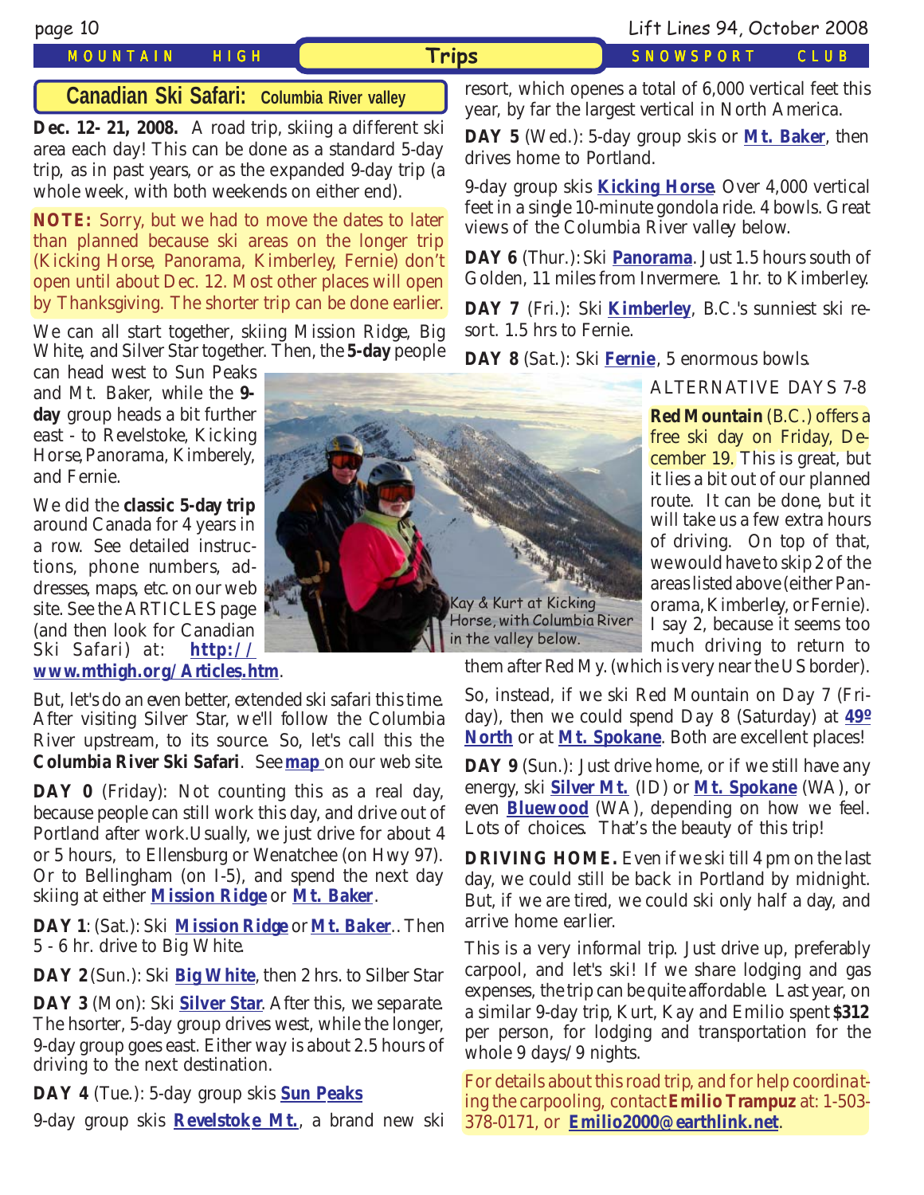## Canadian Ski Safari: Columbia River valley

**Dec. 12- 21, 2008.** A road trip, skiing a different ski area each day! This can be done as a standard 5-day trip, as in past years, or as the expanded 9-day trip (a whole week, with both weekends on either end).

**NOTE:** Sorry, but we had to move the dates to later than planned because ski areas on the longer trip (Kicking Horse, Panorama, Kimberley, Fernie) don't open until about Dec. 12. Most other places will open by Thanksgiving. The shorter trip can be done earlier.

We can all start together, skiing Mission Ridge, Big White, and Silver Star together. Then, the **5-day** people can head west to Sun Peaks and Mt. Baker, while the **9-day** group heads a bit further east - to Revelstoke, Kicking Horse, Panorama, Kimberely, and Fernie.

We did the **classic 5-day trip** around Canada for 4 years in a row. See detailed instructions, phone numbers, addresses, maps, etc. on our web site. See the ARTICLES page (and then look for Canadian Ski Safari) at: **http://www.mthigh.org/Articles.htm**.

Kay & Kurt at Kicking Horse, with Columbia River in the valley below.

But, let's do an even better, extended ski safari this time. After visiting Silver Star, we'll follow the Columbia River upstream, to its source. So, let's call this the **Columbia River Ski Safari**. See **map** on our web site.

**DAY 0** (Friday): Not counting this as a real day, because people can still work this day, and drive out of Portland after work.Usually, we just drive for about 4 or 5 hours, to Ellensburg or Wenatchee (on Hwy 97). Or to Bellingham (on I-5), and spend the next day skiing at either **Mission Ridge** or **Mt. Baker**.

**DAY 1**: (Sat.): Ski **Mission Ridge** or **Mt. Baker**.. Then 5 - 6 hr. drive to Big White.

**DAY 2** (Sun.): Ski **Big White**, then 2 hrs. to Silber Star

**DAY 3** (Mon): Ski **Silver Star**. After this, we separate. The hsorter, 5-day group drives west, while the longer, 9-day group goes east. Either way is about 2.5 hours of driving to the next destination.

**DAY 4** (Tue.): 5-day group skis **Sun Peaks**

9-day group skis **Revelstoke Mt.**, a brand new ski resort, which openes a total of 6,000 vertical feet this year, by far the largest vertical in North America.

**DAY 5** (Wed.): 5-day group skis or **Mt. Baker**, then drives home to Portland.

9-day group skis **Kicking Horse**. Over 4,000 vertical feet in a single 10-minute gondola ride. 4 bowls. Great views of the Columbia River valley below.

**DAY 6** (Thur.): Ski **Panorama**. Just 1.5 hours south of Golden, 11 miles from Invermere. 1 hr. to Kimberley.

**DAY 7** (Fri.): Ski **Kimberley**, B.C.'s sunniest ski resort. 1.5 hrs to Fernie.

**DAY 8** (Sat.): Ski **Fernie**, 5 enormous bowls.

ALTERNATIVE DAYS 7-8

**Red Mountain** (B.C.) offers a free ski day on Friday, December 19. This is great, but it lies a bit out of our planned route. It can be done, but it will take us a few extra hours of driving. On top of that, we would have to skip 2 of the areas listed above (either Panorama, Kimberley, or Fernie). I say 2, because it seems too much driving to return to them after Red My. (which is very near the US border).

So, instead, if we ski Red Mountain on Day 7 (Friday), then we could spend Day 8 (Saturday) at **49º North** or at **Mt. Spokane**. Both are excellent places!

**DAY 9** (Sun.): Just drive home, or if we still have any energy, ski **Silver Mt.** (ID) or **Mt. Spokane** (WA), or even **Bluewood** (WA), depending on how we feel. Lots of choices. That's the beauty of this trip!

**DRIVING HOME.** Even if we ski till 4 pm on the last day, we could still be back in Portland by midnight. But, if we are tired, we could ski only half a day, and arrive home earlier.

This is a very informal trip. Just drive up, preferably carpool, and let's ski! If we share lodging and gas expenses, the trip can be quite affordable. Last year, on a similar 9-day trip, Kurt, Kay and Emilio spent **$312** per person, for lodging and transportation for the whole 9 days/ 9 nights.

For details about this road trip, and for help coordinating the carpooling, contact **Emilio Trampuz** at: 1-503-378-0171, or **Emilio2000@earthlink.net**.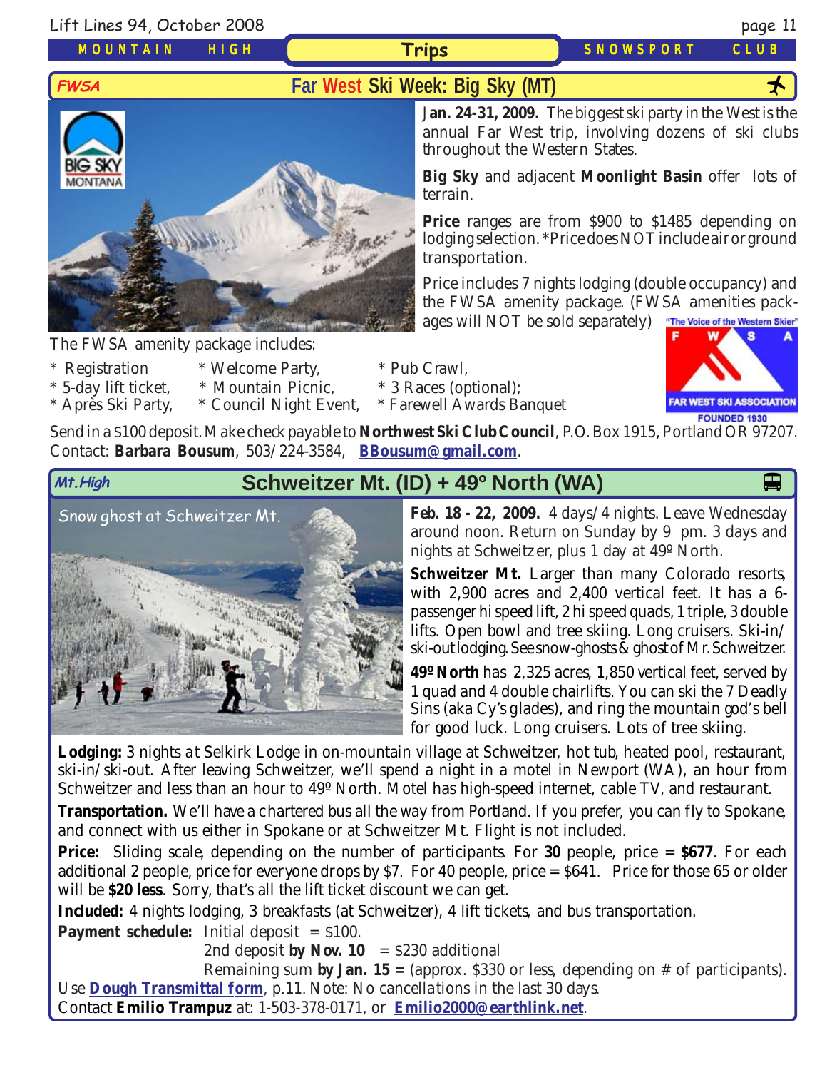## FWSA — Far West Ski Week: Big Sky (MT)

**Jan. 24-31, 2009.** The biggest ski party in the West is the annual Far West trip, involving dozens of ski clubs throughout the Western States.

**Big Sky** and adjacent **Moonlight Basin** offer lots of terrain.

**Price** ranges are from $900 to $1485 depending on lodging selection. *Price does NOT include air or ground transportation.

Price includes 7 nights lodging (double occupancy) and the FWSA amenity package. (FWSA amenities packages will NOT be sold separately)

The FWSA amenity package includes:

- * Registration
- * 5-day lift ticket,
- * Après Ski Party,
- * Welcome Party,
- * Mountain Picnic,
- * Council Night Event,
- * Pub Crawl,
- * 3 Races (optional);
- * Farewell Awards Banquet

Send in a $100 deposit. Make check payable to **Northwest Ski Club Council**, P.O. Box 1915, Portland OR 97207. Contact: **Barbara Bousum**, 503/224-3584, **BBousum@gmail.com**.

## Mt.High — Schweitzer Mt. (ID) + 49º North (WA)

Snow ghost at Schweitzer Mt.

**Feb. 18 - 22, 2009.** 4 days/4 nights. Leave Wednesday around noon. Return on Sunday by 9 pm. 3 days and nights at Schweitzer, plus 1 day at 49º North.

**Schweitzer Mt.** Larger than many Colorado resorts, with 2,900 acres and 2,400 vertical feet. It has a 6-passenger hi speed lift, 2 hi speed quads, 1 triple, 3 double lifts. Open bowl and tree skiing. Long cruisers. Ski-in/ski-out lodging. See snow-ghosts & ghost of Mr. Schweitzer.

**49º North** has 2,325 acres, 1,850 vertical feet, served by 1 quad and 4 double chairlifts. You can ski the 7 Deadly Sins (aka Cy's glades), and ring the mountain god's bell for good luck. Long cruisers. Lots of tree skiing.

**Lodging:** 3 nights at Selkirk Lodge in on-mountain village at Schweitzer, hot tub, heated pool, restaurant, ski-in/ski-out. After leaving Schweitzer, we'll spend a night in a motel in Newport (WA), an hour from Schweitzer and less than an hour to 49º North. Motel has high-speed internet, cable TV, and restaurant.

**Transportation.** We'll have a chartered bus all the way from Portland. If you prefer, you can fly to Spokane, and connect with us either in Spokane or at Schweitzer Mt. Flight is not included.

**Price:** Sliding scale, depending on the number of participants. For **30** people, price = **$677**. For each additional 2 people, price for everyone drops by $7. For 40 people, price = $641. Price for those 65 or older will be **$20 less**. Sorry, that's all the lift ticket discount we can get.

**Included:** 4 nights lodging, 3 breakfasts (at Schweitzer), 4 lift tickets, and bus transportation.

**Payment schedule:** Initial deposit = $100.
2nd deposit **by Nov. 10** = $230 additional
Remaining sum **by Jan. 15 =** (approx. $330 or less, depending on # of participants).

Use **Dough Transmittal form**, p.11. Note: No cancellations in the last 30 days.
Contact **Emilio Trampuz** at: 1-503-378-0171, or **Emilio2000@earthlink.net**.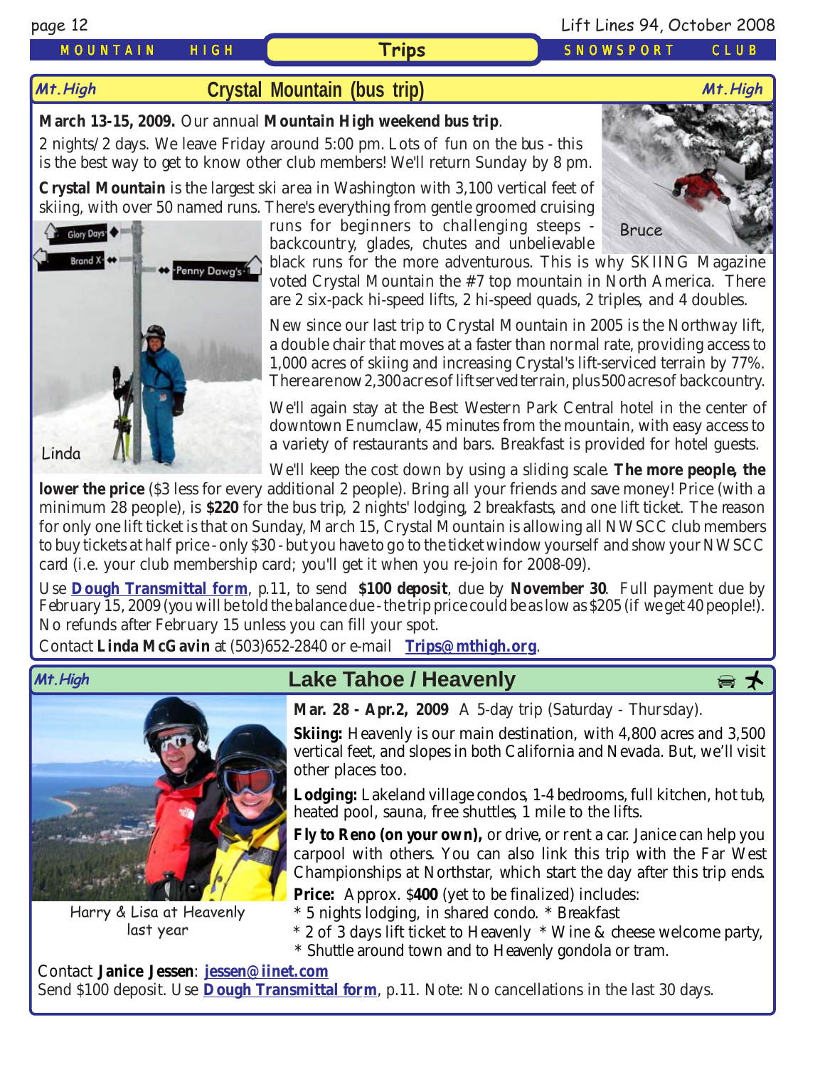## Crystal Mountain (bus trip)

**March 13-15, 2009.** Our annual **Mountain High weekend bus trip**.

2 nights/2 days. We leave Friday around 5:00 pm. Lots of fun on the bus - this is the best way to get to know other club members! We'll return Sunday by 8 pm.

**Crystal Mountain** is the largest ski area in Washington with 3,100 vertical feet of skiing, with over 50 named runs. There's everything from gentle groomed cruising runs for beginners to challenging steeps - backcountry, glades, chutes and unbelievable black runs for the more adventurous. This is why SKIING Magazine voted Crystal Mountain the #7 top mountain in North America. There are 2 six-pack hi-speed lifts, 2 hi-speed quads, 2 triples, and 4 doubles.

Bruce

Linda

New since our last trip to Crystal Mountain in 2005 is the Northway lift, a double chair that moves at a faster than normal rate, providing access to 1,000 acres of skiing and increasing Crystal's lift-serviced terrain by 77%. There are now 2,300 acres of lift served terrain, plus 500 acres of backcountry.

We'll again stay at the Best Western Park Central hotel in the center of downtown Enumclaw, 45 minutes from the mountain, with easy access to a variety of restaurants and bars. Breakfast is provided for hotel guests.

We'll keep the cost down by using a sliding scale. **The more people, the lower the price** ($3 less for every additional 2 people). Bring all your friends and save money! Price (with a minimum 28 people), is **$220** for the bus trip, 2 nights' lodging, 2 breakfasts, and one lift ticket. The reason for only one lift ticket is that on Sunday, March 15, Crystal Mountain is allowing all NWSCC club members to buy tickets at half price - only $30 - but you have to go to the ticket window yourself and show your NWSCC card (i.e. your club membership card; you'll get it when you re-join for 2008-09).

Use **Dough Transmittal form**, p.11, to send **$100 deposit**, due by **November 30**. Full payment due by February 15, 2009 (you will be told the balance due - the trip price could be as low as $205 (if we get 40 people!). No refunds after February 15 unless you can fill your spot.

Contact **Linda McGavin** at (503)652-2840 or e-mail **Trips@mthigh.org**.

## Lake Tahoe / Heavenly

Harry & Lisa at Heavenly last year

**Mar. 28 - Apr.2, 2009** A 5-day trip (Saturday - Thursday).

**Skiing:** Heavenly is our main destination, with 4,800 acres and 3,500 vertical feet, and slopes in both California and Nevada. But, we'll visit other places too.

**Lodging:** Lakeland village condos, 1-4 bedrooms, full kitchen, hot tub, heated pool, sauna, free shuttles, 1 mile to the lifts.

**Fly to Reno (on your own),** or drive, or rent a car. Janice can help you carpool with others. You can also link this trip with the Far West Championships at Northstar, which start the day after this trip ends.

**Price:** Approx. $**400** (yet to be finalized) includes:
* 5 nights lodging, in shared condo. * Breakfast
* 2 of 3 days lift ticket to Heavenly * Wine & cheese welcome party,
* Shuttle around town and to Heavenly gondola or tram.

Contact **Janice Jessen**: **jessen@iinet.com**
Send $100 deposit. Use **Dough Transmittal form**, p.11. Note: No cancellations in the last 30 days.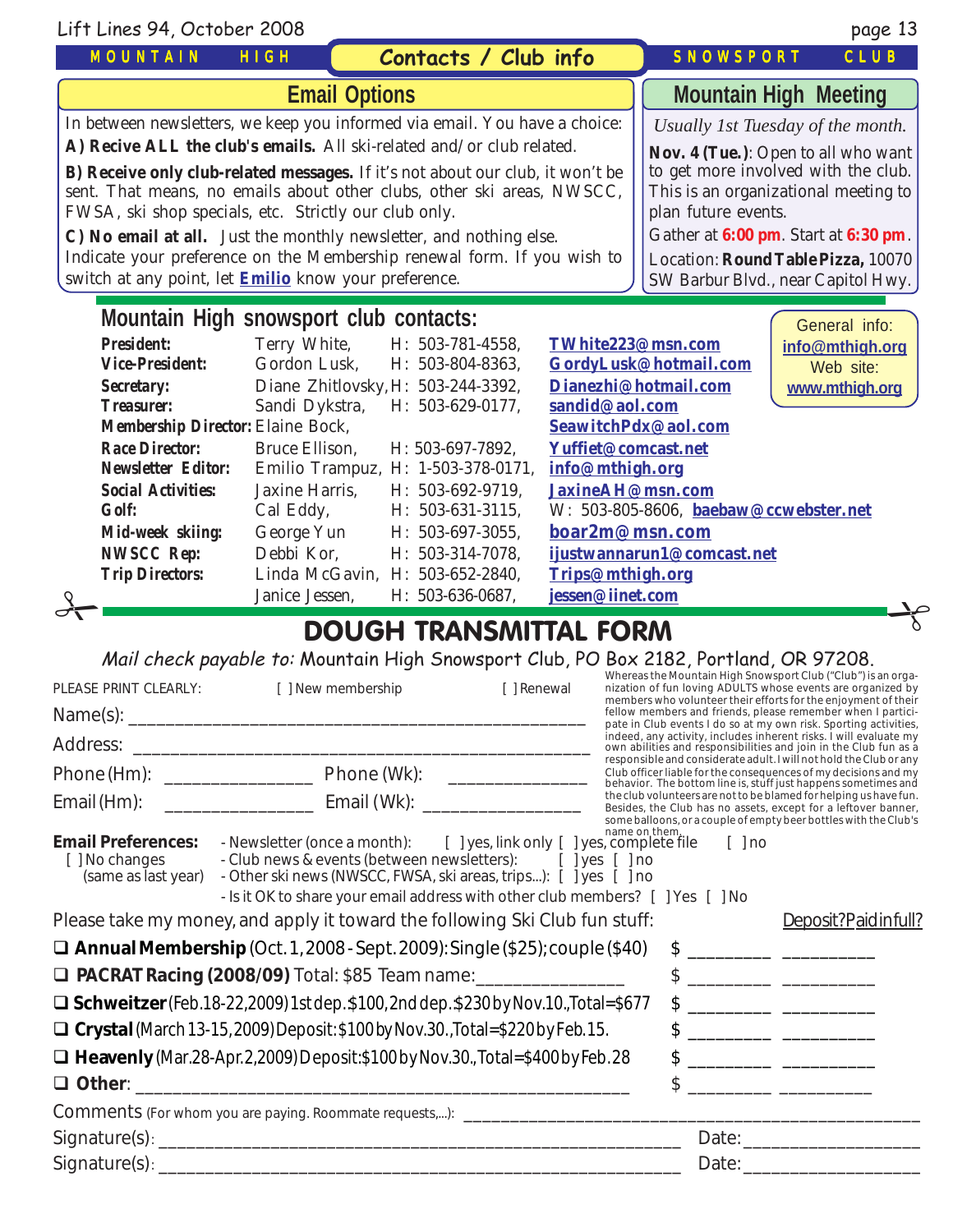## Contacts / Club info

### Email Options

In between newsletters, we keep you informed via email. You have a choice:

**A) Recive ALL the club's emails.** All ski-related and/or club related.

**B) Receive only club-related messages.** If it's not about our club, it won't be sent. That means, no emails about other clubs, other ski areas, NWSCC, FWSA, ski shop specials, etc. Strictly our club only.

**C) No email at all.** Just the monthly newsletter, and nothing else.

Indicate your preference on the Membership renewal form. If you wish to switch at any point, let **Emilio** know your preference.

### Mountain High Meeting

*Usually 1st Tuesday of the month.*

**Nov. 4 (Tue.)**: Open to all who want to get more involved with the club. This is an organizational meeting to plan future events.

Gather at **6:00 pm**. Start at **6:30 pm**.

Location: **Round Table Pizza,** 10070 SW Barbur Blvd., near Capitol Hwy.

### Mountain High snowsport club contacts:

General info: info@mthigh.org
Web site: www.mthigh.org

| Position | Name | Phone | Email |
|---|---|---|---|
| **President:** | Terry White, | H: 503-781-4558, | TWhite223@msn.com |
| **Vice-President:** | Gordon Lusk, | H: 503-804-8363, | GordyLusk@hotmail.com |
| **Secretary:** | Diane Zhitlovsky, | H: 503-244-3392, | Dianezhi@hotmail.com |
| **Treasurer:** | Sandi Dykstra, | H: 503-629-0177, | sandid@aol.com |
| **Membership Director:** | Elaine Bock, | | SeawitchPdx@aol.com |
| **Race Director:** | Bruce Ellison, | H: 503-697-7892, | Yuffiet@comcast.net |
| **Newsletter Editor:** | Emilio Trampuz, | H: 1-503-378-0171, | info@mthigh.org |
| **Social Activities:** | Jaxine Harris, | H: 503-692-9719, | JaxineAH@msn.com |
| **Golf:** | Cal Eddy, | H: 503-631-3115, | W: 503-805-8606, baebaw@ccwebster.net |
| **Mid-week skiing:** | George Yun | H: 503-697-3055, | boar2m@msn.com |
| **NWSCC Rep:** | Debbi Kor, | H: 503-314-7078, | ijustwannarun1@comcast.net |
| **Trip Directors:** | Linda McGavin, | H: 503-652-2840, | Trips@mthigh.org |
| | Janice Jessen, | H: 503-636-0687, | jessen@iinet.com |

## DOUGH TRANSMITTAL FORM

*Mail check payable to:* Mountain High Snowsport Club, PO Box 2182, Portland, OR 97208.

PLEASE PRINT CLEARLY: [ ] New membership [ ] Renewal

Name(s): ____________________

Address: ____________________

Phone (Hm): ____________ Phone (Wk): ____________

Email (Hm): ____________ Email (Wk): ____________

Whereas the Mountain High Snowsport Club ("Club") is an organization of fun loving ADULTS whose events are organized by members who volunteer their efforts for the enjoyment of their fellow members and friends, please remember when I participate in Club events I do so at my own risk. Sporting activities, indeed, any activity, includes inherent risks. I will evaluate my own abilities and responsibilities and join in the Club fun as a responsible and considerate adult. I will not hold the Club or any Club officer liable for the consequences of my decisions and my behavior. The bottom line is, stuff just happens sometimes and the club volunteers are not to be blamed for helping us have fun. Besides, the Club has no assets, except for a leftover banner, some balloons, or a couple of empty beer bottles with the Club's name on them.

**Email Preferences:** [ ] No changes (same as last year)
- Newsletter (once a month): [ ] yes, link only [ ] yes, complete file [ ] no
- Club news & events (between newsletters): [ ] yes [ ] no
- Other ski news (NWSCC, FWSA, ski areas, trips...): [ ] yes [ ] no
- Is it OK to share your email address with other club members? [ ] Yes [ ] No

Please take my money, and apply it toward the following Ski Club fun stuff: Deposit? Paid in full?

- ❑ **Annual Membership** (Oct. 1, 2008 - Sept. 2009): Single ($25); couple ($40) $ ________ ________
- ❑ **PACRAT Racing (2008/09)** Total: $85 Team name:____________ $ ________ ________
- ❑ **Schweitzer** (Feb. 18-22, 2009) 1st dep. $100, 2nd dep. $230 by Nov. 10., Total=$677 $ ________ ________
- ❑ **Crystal** (March 13-15, 2009) Deposit: $100 by Nov. 30., Total=$220 by Feb. 15. $ ________ ________
- ❑ **Heavenly** (Mar. 28-Apr. 2, 2009) Deposit: $100 by Nov. 30., Total=$400 by Feb. 28 $ ________ ________
- ❑ **Other**: ____________________ $ ________ ________

Comments (For whom you are paying. Roommate requests,...): ____________________

Signature(s): ____________________ Date: ____________

Signature(s): ____________________ Date: ____________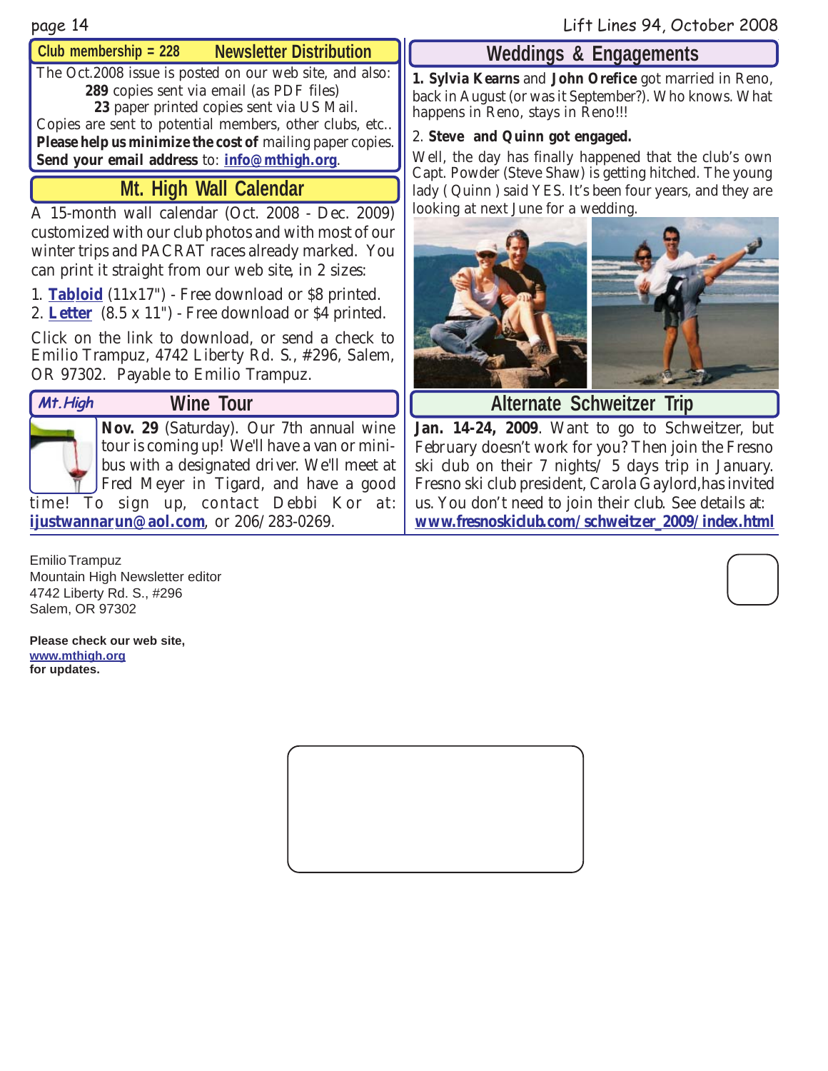**Club membership = 228**

## Newsletter Distribution

The Oct.2008 issue is posted on our web site, and also:
**289** copies sent via email (as PDF files)
**23** paper printed copies sent via US Mail.
Copies are sent to potential members, other clubs, etc..
**Please help us minimize the cost of** mailing paper copies.
**Send your email address** to: **info@mthigh.org**.

## Mt. High Wall Calendar

A 15-month wall calendar (Oct. 2008 - Dec. 2009) customized with our club photos and with most of our winter trips and PACRAT races already marked. You can print it straight from our web site, in 2 sizes:

1. **Tabloid** (11x17") - Free download or $8 printed.
2. **Letter** (8.5 x 11") - Free download or $4 printed.

Click on the link to download, or send a check to Emilio Trampuz, 4742 Liberty Rd. S., #296, Salem, OR 97302. Payable to Emilio Trampuz.

## *Mt.High* Wine Tour

**Nov. 29** (Saturday). Our 7th annual wine tour is coming up! We'll have a van or mini-bus with a designated driver. We'll meet at Fred Meyer in Tigard, and have a good time! To sign up, contact Debbi Kor at: **ijustwannarun@aol.com**, or 206/283-0269.

## Weddings & Engagements

**1. Sylvia Kearns** and **John Orefice** got married in Reno, back in August (or was it September?). Who knows. What happens in Reno, stays in Reno!!!

2. **Steve and Quinn got engaged.**

Well, the day has finally happened that the club's own Capt. Powder (Steve Shaw) is getting hitched. The young lady ( Quinn ) said YES. It's been four years, and they are looking at next June for a wedding.

## Alternate Schweitzer Trip

**Jan. 14-24, 2009**. Want to go to Schweitzer, but February doesn't work for you? Then join the Fresno ski club on their 7 nights/ 5 days trip in January. Fresno ski club president, Carola Gaylord,has invited us. You don't need to join their club. See details at: **www.fresnoskiclub.com/schweitzer_2009/index.html**

Emilio Trampuz
Mountain High Newsletter editor
4742 Liberty Rd. S., #296
Salem, OR 97302

**Please check our web site,**
**www.mthigh.org**
**for updates.**